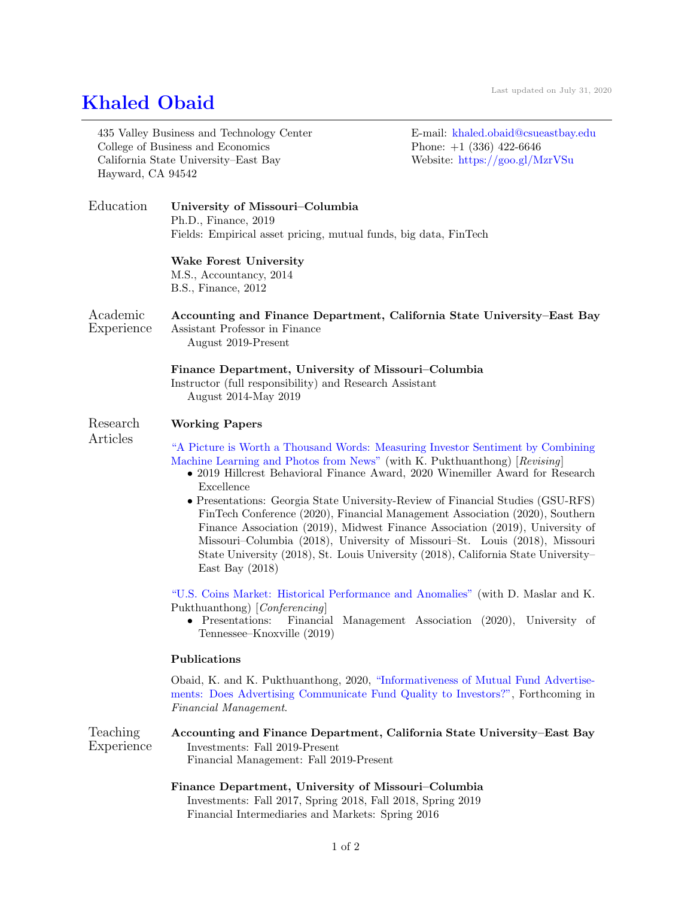Last updated on July 31, 2020

# Khaled Obaid

435 Valley Business and Technology Center
College of Business and Economics
California State University–East Bay
Hayward, CA 94542

E-mail: khaled.obaid@csueastbay.edu
Phone: +1 (336) 422-6646
Website: https://goo.gl/MzrVSu

## Education

**University of Missouri–Columbia**
Ph.D., Finance, 2019
Fields: Empirical asset pricing, mutual funds, big data, FinTech

**Wake Forest University**
M.S., Accountancy, 2014
B.S., Finance, 2012

## Academic Experience

**Accounting and Finance Department, California State University–East Bay**
Assistant Professor in Finance
August 2019-Present

**Finance Department, University of Missouri–Columbia**
Instructor (full responsibility) and Research Assistant
August 2014-May 2019

## Research Articles

### Working Papers

"A Picture is Worth a Thousand Words: Measuring Investor Sentiment by Combining Machine Learning and Photos from News" (with K. Pukthuanthong) [*Revising*]

- 2019 Hillcrest Behavioral Finance Award, 2020 Winemiller Award for Research Excellence
- Presentations: Georgia State University-Review of Financial Studies (GSU-RFS) FinTech Conference (2020), Financial Management Association (2020), Southern Finance Association (2019), Midwest Finance Association (2019), University of Missouri–Columbia (2018), University of Missouri–St. Louis (2018), Missouri State University (2018), St. Louis University (2018), California State University–East Bay (2018)

"U.S. Coins Market: Historical Performance and Anomalies" (with D. Maslar and K. Pukthuanthong) [*Conferencing*]

- Presentations: Financial Management Association (2020), University of Tennessee–Knoxville (2019)

### Publications

Obaid, K. and K. Pukthuanthong, 2020, "Informativeness of Mutual Fund Advertisements: Does Advertising Communicate Fund Quality to Investors?", Forthcoming in *Financial Management*.

## Teaching Experience

**Accounting and Finance Department, California State University–East Bay**
Investments: Fall 2019-Present
Financial Management: Fall 2019-Present

**Finance Department, University of Missouri–Columbia**
Investments: Fall 2017, Spring 2018, Fall 2018, Spring 2019
Financial Intermediaries and Markets: Spring 2016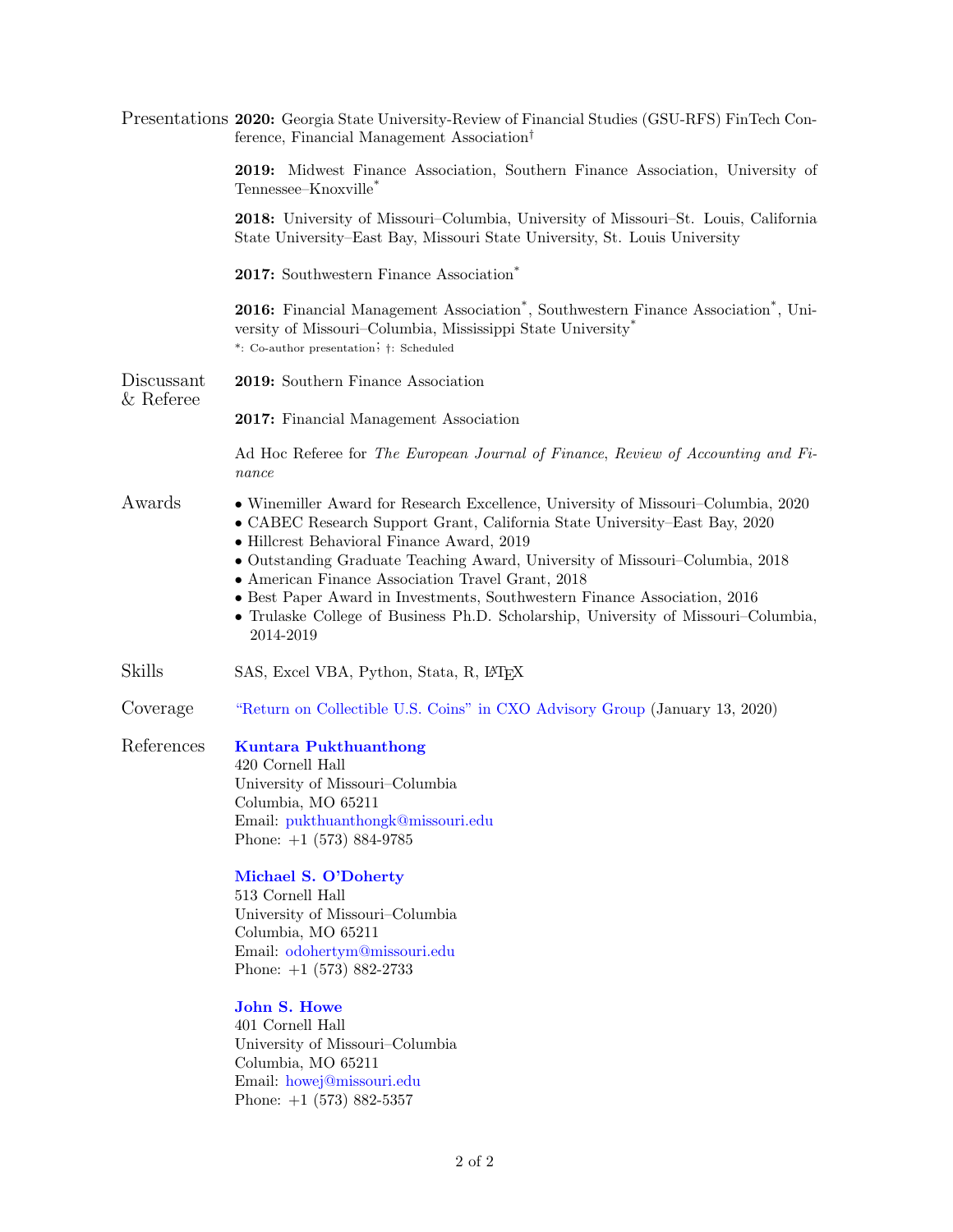## Presentations

**2020:** Georgia State University-Review of Financial Studies (GSU-RFS) FinTech Conference, Financial Management Association†

**2019:** Midwest Finance Association, Southern Finance Association, University of Tennessee–Knoxville*

**2018:** University of Missouri–Columbia, University of Missouri–St. Louis, California State University–East Bay, Missouri State University, St. Louis University

**2017:** Southwestern Finance Association*

**2016:** Financial Management Association*, Southwestern Finance Association*, University of Missouri–Columbia, Mississippi State University*

*: Co-author presentation; †: Scheduled

## Discussant & Referee

**2019:** Southern Finance Association

**2017:** Financial Management Association

Ad Hoc Referee for *The European Journal of Finance*, *Review of Accounting and Finance*

## Awards

- Winemiller Award for Research Excellence, University of Missouri–Columbia, 2020
- CABEC Research Support Grant, California State University–East Bay, 2020
- Hillcrest Behavioral Finance Award, 2019
- Outstanding Graduate Teaching Award, University of Missouri–Columbia, 2018
- American Finance Association Travel Grant, 2018
- Best Paper Award in Investments, Southwestern Finance Association, 2016
- Trulaske College of Business Ph.D. Scholarship, University of Missouri–Columbia, 2014-2019

## Skills

SAS, Excel VBA, Python, Stata, R, LaTeX

## Coverage

"Return on Collectible U.S. Coins" in CXO Advisory Group (January 13, 2020)

## References

**Kuntara Pukthuanthong**
420 Cornell Hall
University of Missouri–Columbia
Columbia, MO 65211
Email: pukthuanthongk@missouri.edu
Phone: +1 (573) 884-9785

**Michael S. O'Doherty**
513 Cornell Hall
University of Missouri–Columbia
Columbia, MO 65211
Email: odohertym@missouri.edu
Phone: +1 (573) 882-2733

**John S. Howe**
401 Cornell Hall
University of Missouri–Columbia
Columbia, MO 65211
Email: howej@missouri.edu
Phone: +1 (573) 882-5357